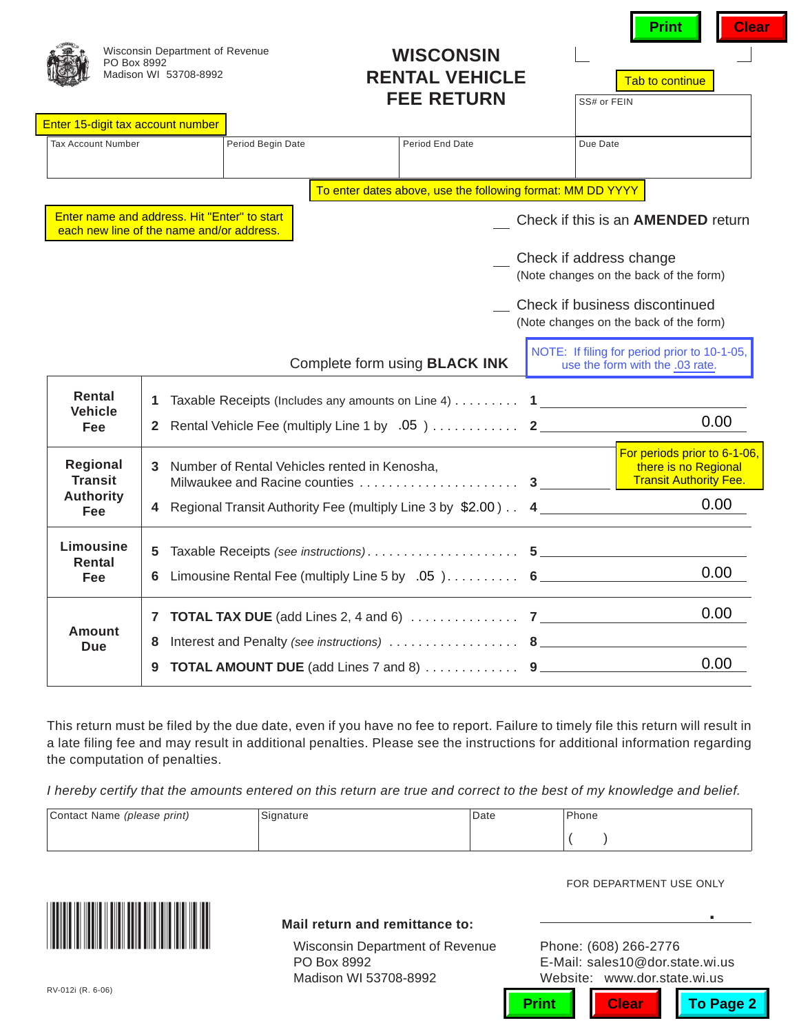Print | Clear

Wisconsin Department of Revenue
PO Box 8992
Madison WI 53708-8992

# WISCONSIN RENTAL VEHICLE FEE RETURN

Tab to continue

Enter 15-digit tax account number

| Tax Account Number | Period Begin Date | Period End Date | SS# or FEIN |
|---|---|---|---|
| | | | Due Date |

To enter dates above, use the following format: MM DD YYYY

Enter name and address. Hit "Enter" to start each new line of the name and/or address.

\_\_ Check if this is an **AMENDED** return

\_\_ Check if address change
(Note changes on the back of the form)

\_\_ Check if business discontinued
(Note changes on the back of the form)

Complete form using **BLACK INK**

NOTE: If filing for period prior to 10-1-05, use the form with the .03 rate.

| Section | Line | Description | | Amount |
|---|---|---|---|---|
| **Rental Vehicle Fee** | 1 | Taxable Receipts (Includes any amounts on Line 4) | 1 | |
| | 2 | Rental Vehicle Fee (multiply Line 1 by .05 ) | 2 | 0.00 |
| **Regional Transit Authority Fee** | 3 | Number of Rental Vehicles rented in Kenosha, Milwaukee and Racine counties | 3 | |
| | 4 | Regional Transit Authority Fee (multiply Line 3 by $2.00 ) | 4 | 0.00 |
| **Limousine Rental Fee** | 5 | Taxable Receipts *(see instructions)* | 5 | |
| | 6 | Limousine Rental Fee (multiply Line 5 by .05 ) | 6 | 0.00 |
| **Amount Due** | 7 | **TOTAL TAX DUE** (add Lines 2, 4 and 6) | 7 | 0.00 |
| | 8 | Interest and Penalty *(see instructions)* | 8 | |
| | 9 | **TOTAL AMOUNT DUE** (add Lines 7 and 8) | 9 | 0.00 |

For periods prior to 6-1-06, there is no Regional Transit Authority Fee.

This return must be filed by the due date, even if you have no fee to report. Failure to timely file this return will result in a late filing fee and may result in additional penalties. Please see the instructions for additional information regarding the computation of penalties.

*I hereby certify that the amounts entered on this return are true and correct to the best of my knowledge and belief.*

| Contact Name *(please print)* | Signature | Date | Phone |
|---|---|---|---|
| | | | ( ) |

FOR DEPARTMENT USE ONLY

**Mail return and remittance to:**

Wisconsin Department of Revenue
PO Box 8992
Madison WI 53708-8992

Phone: (608) 266-2776
E-Mail: sales10@dor.state.wi.us
Website: www.dor.state.wi.us

RV-012i (R. 6-06)

Print | Clear | To Page 2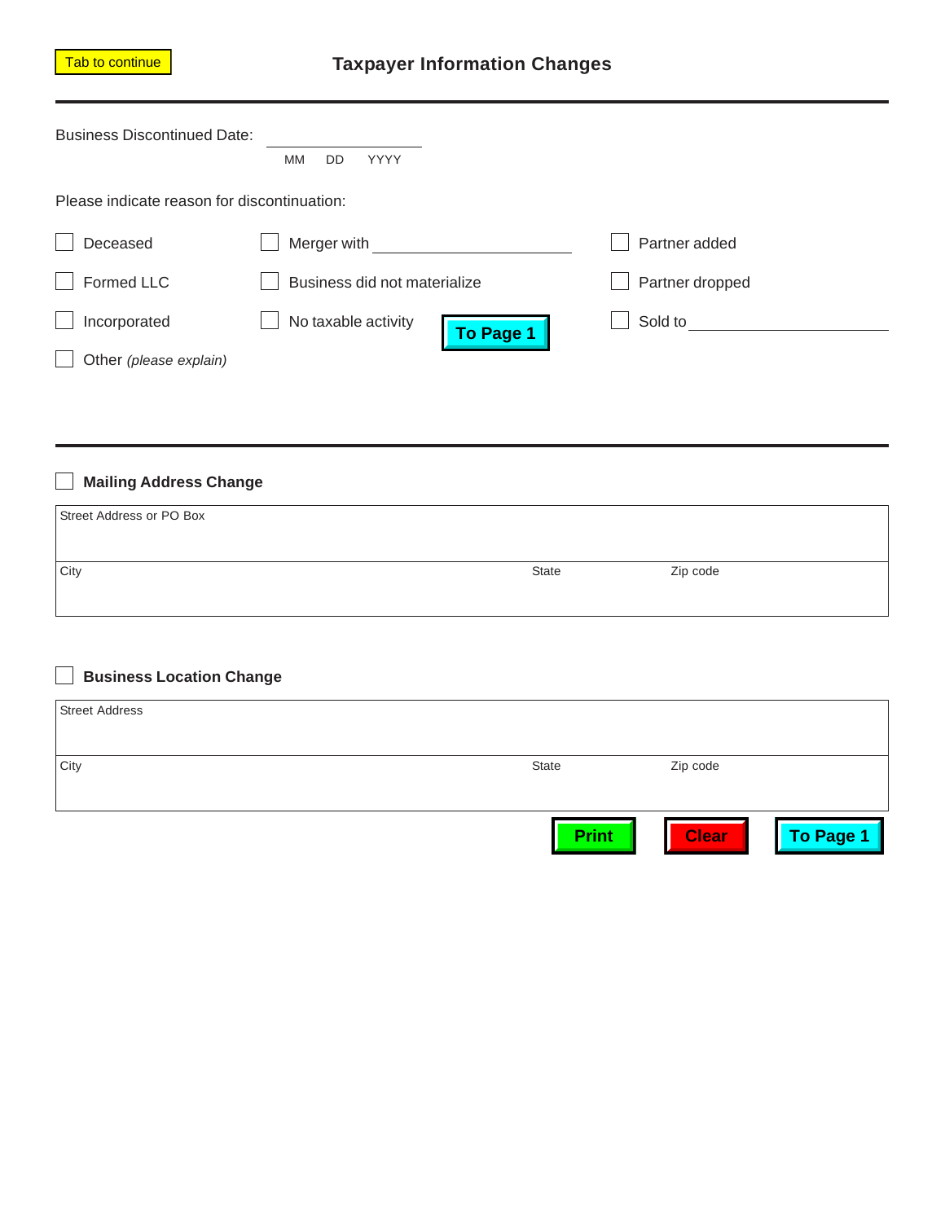Tab to continue

# Taxpayer Information Changes

---

Business Discontinued Date: ____________
MM DD YYYY

Please indicate reason for discontinuation:

- ☐ Deceased
- ☐ Formed LLC
- ☐ Incorporated
- ☐ Other *(please explain)*
- ☐ Merger with ____________
- ☐ Business did not materialize
- ☐ No taxable activity
- ☐ Partner added
- ☐ Partner dropped
- ☐ Sold to ____________

To Page 1

---

## ☐ Mailing Address Change

| Street Address or PO Box | | |
|---|---|---|
| City | State | Zip code |

## ☐ Business Location Change

| Street Address | | |
|---|---|---|
| City | State | Zip code |

Print Clear To Page 1